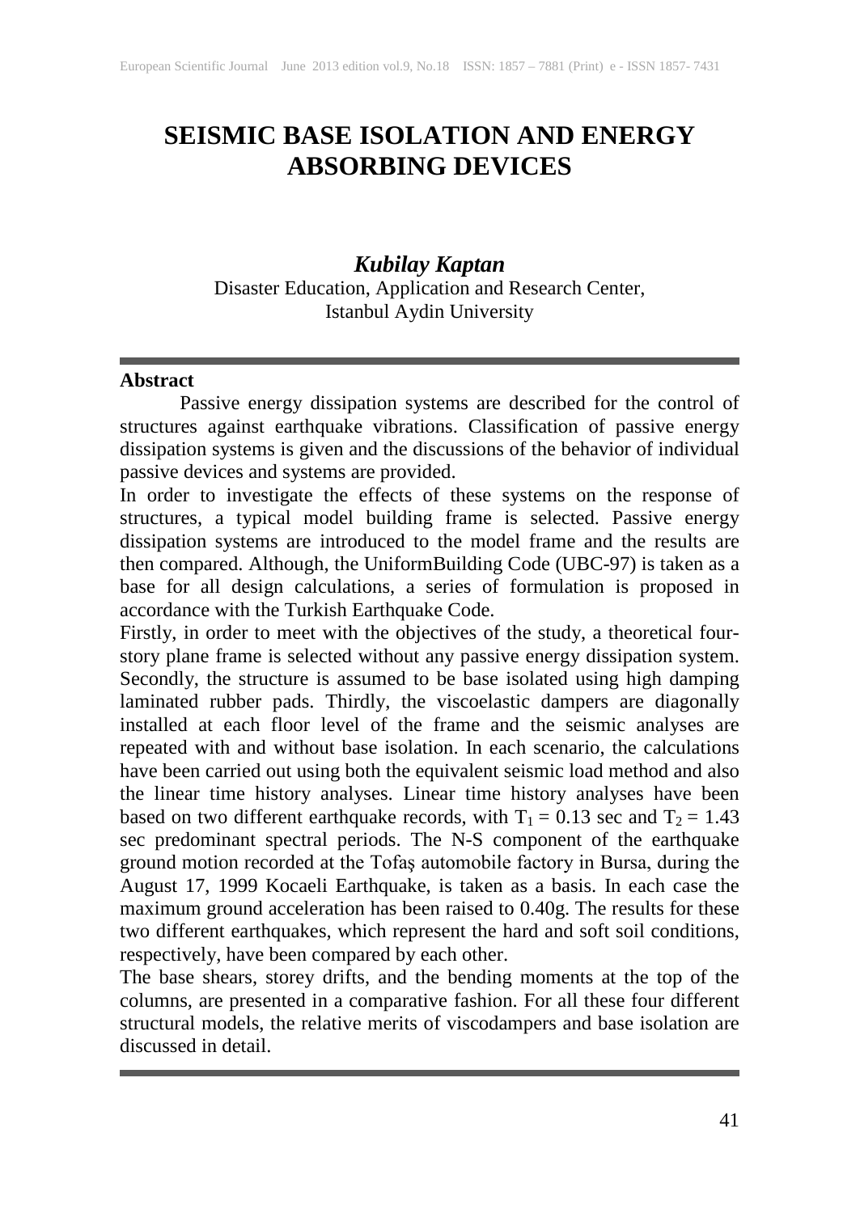# SEISMIC BASE ISOLATION AND ENERGY ABSORBING DEVICES

***Kubilay Kaptan***

Disaster Education, Application and Research Center,
Istanbul Aydin University

---

**Abstract**

Passive energy dissipation systems are described for the control of structures against earthquake vibrations. Classification of passive energy dissipation systems is given and the discussions of the behavior of individual passive devices and systems are provided.

In order to investigate the effects of these systems on the response of structures, a typical model building frame is selected. Passive energy dissipation systems are introduced to the model frame and the results are then compared. Although, the UniformBuilding Code (UBC-97) is taken as a base for all design calculations, a series of formulation is proposed in accordance with the Turkish Earthquake Code.

Firstly, in order to meet with the objectives of the study, a theoretical four-story plane frame is selected without any passive energy dissipation system. Secondly, the structure is assumed to be base isolated using high damping laminated rubber pads. Thirdly, the viscoelastic dampers are diagonally installed at each floor level of the frame and the seismic analyses are repeated with and without base isolation. In each scenario, the calculations have been carried out using both the equivalent seismic load method and also the linear time history analyses. Linear time history analyses have been based on two different earthquake records, with $T_1 = 0.13$ sec and $T_2 = 1.43$ sec predominant spectral periods. The N-S component of the earthquake ground motion recorded at the Tofaş automobile factory in Bursa, during the August 17, 1999 Kocaeli Earthquake, is taken as a basis. In each case the maximum ground acceleration has been raised to 0.40g. The results for these two different earthquakes, which represent the hard and soft soil conditions, respectively, have been compared by each other.

The base shears, storey drifts, and the bending moments at the top of the columns, are presented in a comparative fashion. For all these four different structural models, the relative merits of viscodampers and base isolation are discussed in detail.

---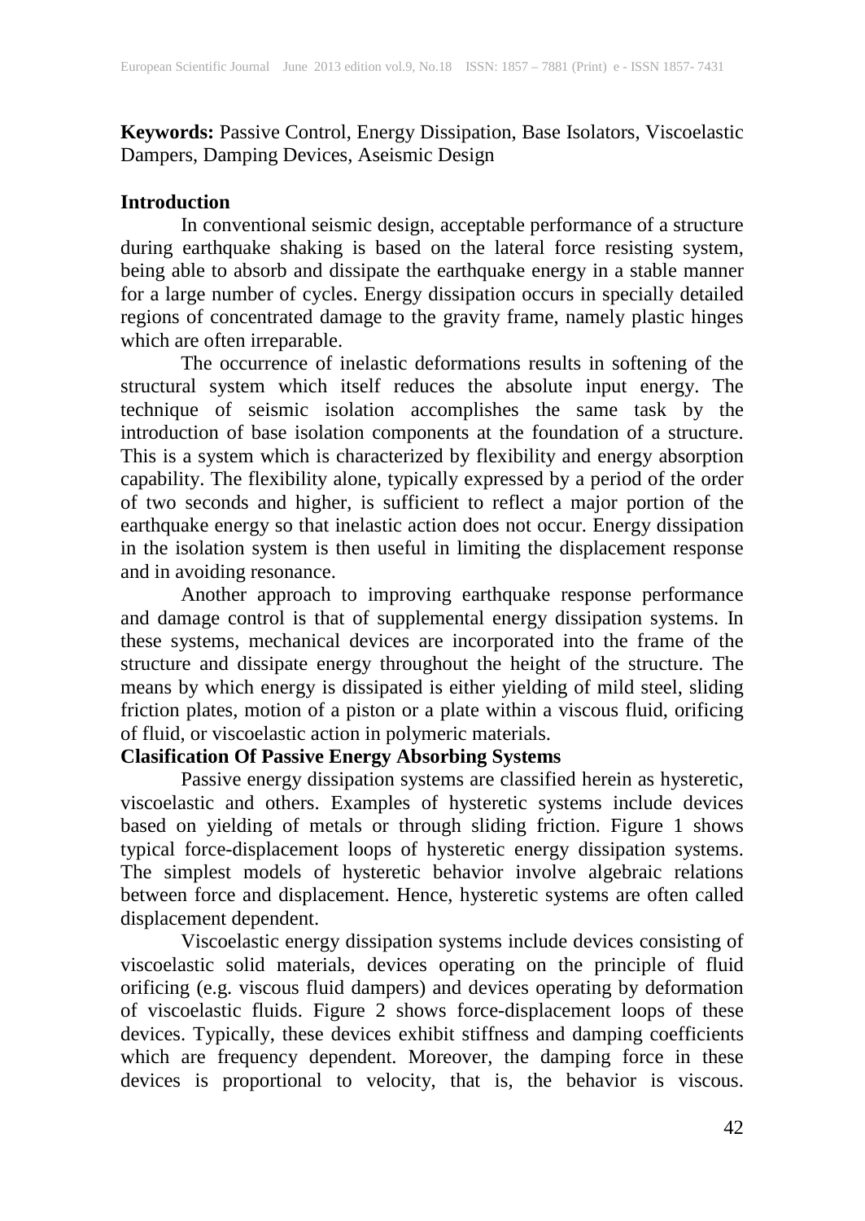**Keywords:** Passive Control, Energy Dissipation, Base Isolators, Viscoelastic Dampers, Damping Devices, Aseismic Design

## Introduction

In conventional seismic design, acceptable performance of a structure during earthquake shaking is based on the lateral force resisting system, being able to absorb and dissipate the earthquake energy in a stable manner for a large number of cycles. Energy dissipation occurs in specially detailed regions of concentrated damage to the gravity frame, namely plastic hinges which are often irreparable.

The occurrence of inelastic deformations results in softening of the structural system which itself reduces the absolute input energy. The technique of seismic isolation accomplishes the same task by the introduction of base isolation components at the foundation of a structure. This is a system which is characterized by flexibility and energy absorption capability. The flexibility alone, typically expressed by a period of the order of two seconds and higher, is sufficient to reflect a major portion of the earthquake energy so that inelastic action does not occur. Energy dissipation in the isolation system is then useful in limiting the displacement response and in avoiding resonance.

Another approach to improving earthquake response performance and damage control is that of supplemental energy dissipation systems. In these systems, mechanical devices are incorporated into the frame of the structure and dissipate energy throughout the height of the structure. The means by which energy is dissipated is either yielding of mild steel, sliding friction plates, motion of a piston or a plate within a viscous fluid, orificing of fluid, or viscoelastic action in polymeric materials.

## Clasification Of Passive Energy Absorbing Systems

Passive energy dissipation systems are classified herein as hysteretic, viscoelastic and others. Examples of hysteretic systems include devices based on yielding of metals or through sliding friction. Figure 1 shows typical force-displacement loops of hysteretic energy dissipation systems. The simplest models of hysteretic behavior involve algebraic relations between force and displacement. Hence, hysteretic systems are often called displacement dependent.

Viscoelastic energy dissipation systems include devices consisting of viscoelastic solid materials, devices operating on the principle of fluid orificing (e.g. viscous fluid dampers) and devices operating by deformation of viscoelastic fluids. Figure 2 shows force-displacement loops of these devices. Typically, these devices exhibit stiffness and damping coefficients which are frequency dependent. Moreover, the damping force in these devices is proportional to velocity, that is, the behavior is viscous.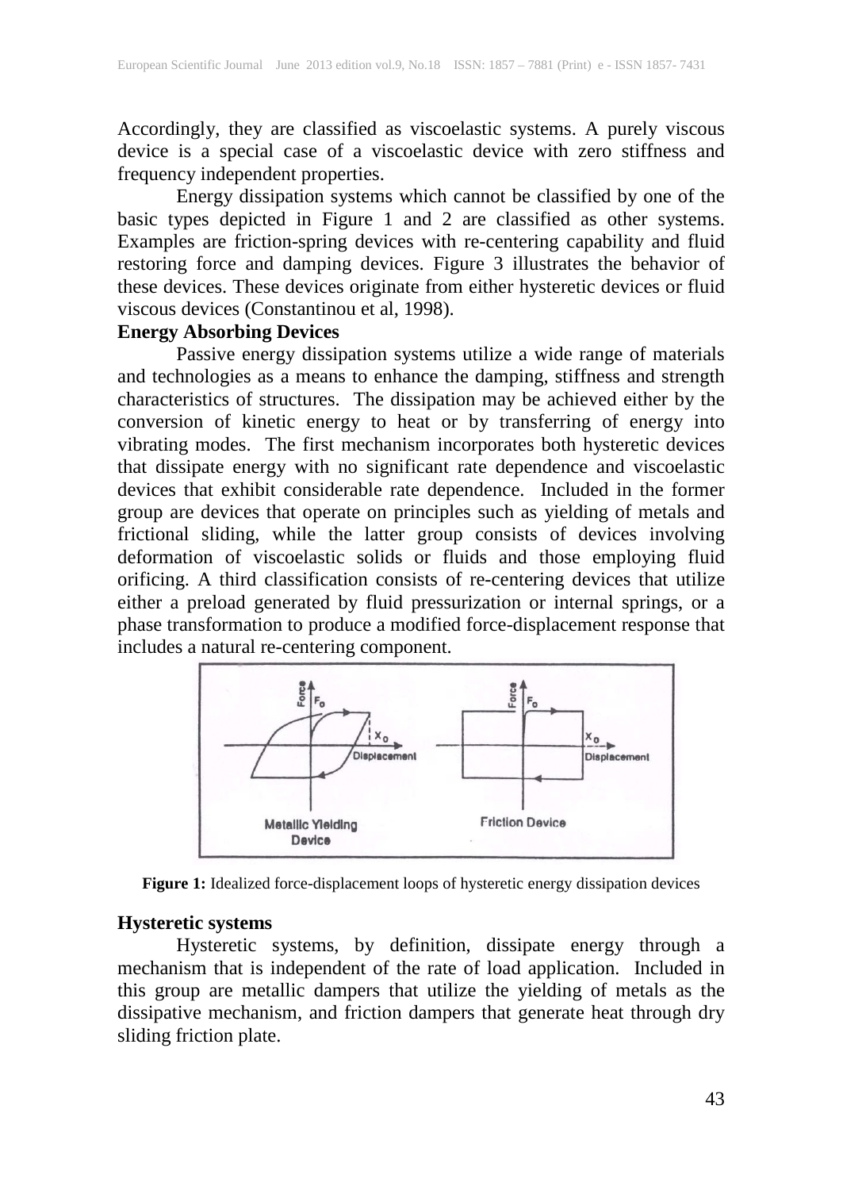Accordingly, they are classified as viscoelastic systems. A purely viscous device is a special case of a viscoelastic device with zero stiffness and frequency independent properties.

Energy dissipation systems which cannot be classified by one of the basic types depicted in Figure 1 and 2 are classified as other systems. Examples are friction-spring devices with re-centering capability and fluid restoring force and damping devices. Figure 3 illustrates the behavior of these devices. These devices originate from either hysteretic devices or fluid viscous devices (Constantinou et al, 1998).

**Energy Absorbing Devices**

Passive energy dissipation systems utilize a wide range of materials and technologies as a means to enhance the damping, stiffness and strength characteristics of structures. The dissipation may be achieved either by the conversion of kinetic energy to heat or by transferring of energy into vibrating modes. The first mechanism incorporates both hysteretic devices that dissipate energy with no significant rate dependence and viscoelastic devices that exhibit considerable rate dependence. Included in the former group are devices that operate on principles such as yielding of metals and frictional sliding, while the latter group consists of devices involving deformation of viscoelastic solids or fluids and those employing fluid orificing. A third classification consists of re-centering devices that utilize either a preload generated by fluid pressurization or internal springs, or a phase transformation to produce a modified force-displacement response that includes a natural re-centering component.

**Figure 1:** Idealized force-displacement loops of hysteretic energy dissipation devices

**Hysteretic systems**

Hysteretic systems, by definition, dissipate energy through a mechanism that is independent of the rate of load application. Included in this group are metallic dampers that utilize the yielding of metals as the dissipative mechanism, and friction dampers that generate heat through dry sliding friction plate.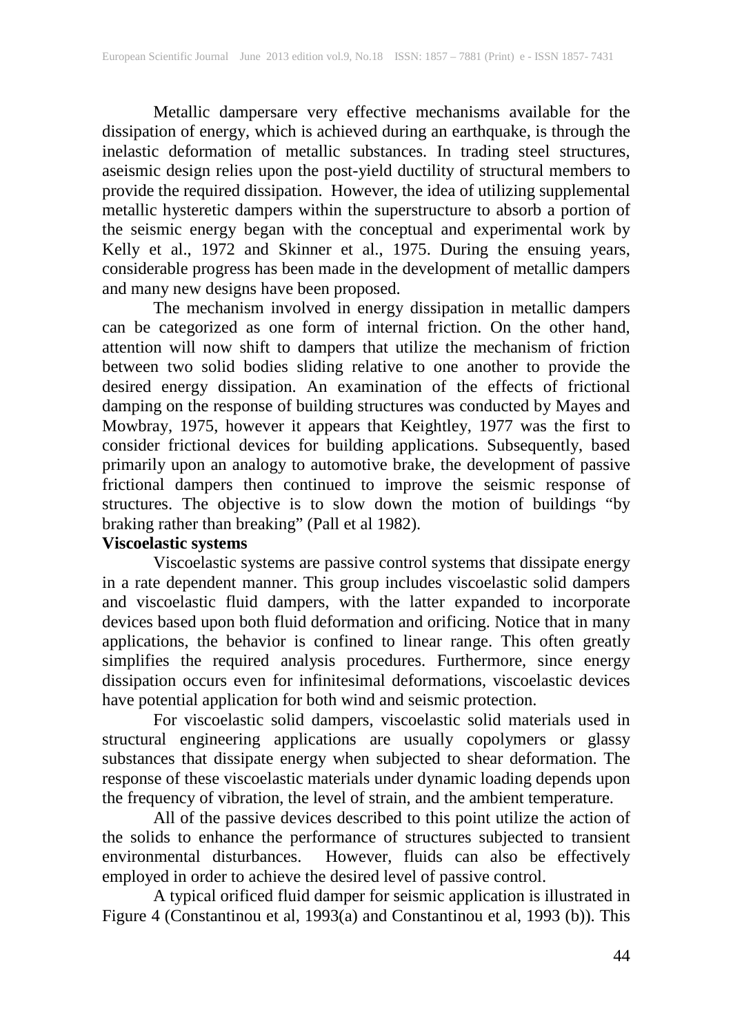Metallic dampersare very effective mechanisms available for the dissipation of energy, which is achieved during an earthquake, is through the inelastic deformation of metallic substances. In trading steel structures, aseismic design relies upon the post-yield ductility of structural members to provide the required dissipation. However, the idea of utilizing supplemental metallic hysteretic dampers within the superstructure to absorb a portion of the seismic energy began with the conceptual and experimental work by Kelly et al., 1972 and Skinner et al., 1975. During the ensuing years, considerable progress has been made in the development of metallic dampers and many new designs have been proposed.

The mechanism involved in energy dissipation in metallic dampers can be categorized as one form of internal friction. On the other hand, attention will now shift to dampers that utilize the mechanism of friction between two solid bodies sliding relative to one another to provide the desired energy dissipation. An examination of the effects of frictional damping on the response of building structures was conducted by Mayes and Mowbray, 1975, however it appears that Keightley, 1977 was the first to consider frictional devices for building applications. Subsequently, based primarily upon an analogy to automotive brake, the development of passive frictional dampers then continued to improve the seismic response of structures. The objective is to slow down the motion of buildings "by braking rather than breaking" (Pall et al 1982).

**Viscoelastic systems**

Viscoelastic systems are passive control systems that dissipate energy in a rate dependent manner. This group includes viscoelastic solid dampers and viscoelastic fluid dampers, with the latter expanded to incorporate devices based upon both fluid deformation and orificing. Notice that in many applications, the behavior is confined to linear range. This often greatly simplifies the required analysis procedures. Furthermore, since energy dissipation occurs even for infinitesimal deformations, viscoelastic devices have potential application for both wind and seismic protection.

For viscoelastic solid dampers, viscoelastic solid materials used in structural engineering applications are usually copolymers or glassy substances that dissipate energy when subjected to shear deformation. The response of these viscoelastic materials under dynamic loading depends upon the frequency of vibration, the level of strain, and the ambient temperature.

All of the passive devices described to this point utilize the action of the solids to enhance the performance of structures subjected to transient environmental disturbances. However, fluids can also be effectively employed in order to achieve the desired level of passive control.

A typical orificed fluid damper for seismic application is illustrated in Figure 4 (Constantinou et al, 1993(a) and Constantinou et al, 1993 (b)). This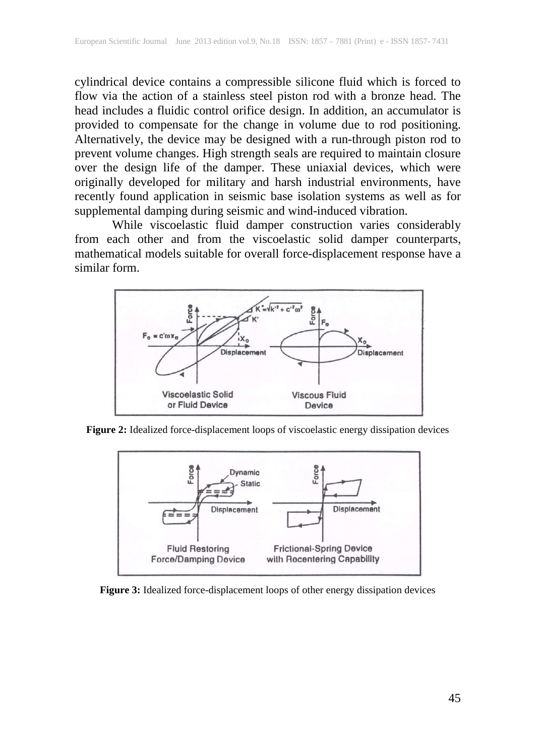cylindrical device contains a compressible silicone fluid which is forced to flow via the action of a stainless steel piston rod with a bronze head. The head includes a fluidic control orifice design. In addition, an accumulator is provided to compensate for the change in volume due to rod positioning. Alternatively, the device may be designed with a run-through piston rod to prevent volume changes. High strength seals are required to maintain closure over the design life of the damper. These uniaxial devices, which were originally developed for military and harsh industrial environments, have recently found application in seismic base isolation systems as well as for supplemental damping during seismic and wind-induced vibration.

While viscoelastic fluid damper construction varies considerably from each other and from the viscoelastic solid damper counterparts, mathematical models suitable for overall force-displacement response have a similar form.

**Figure 2:** Idealized force-displacement loops of viscoelastic energy dissipation devices

**Figure 3:** Idealized force-displacement loops of other energy dissipation devices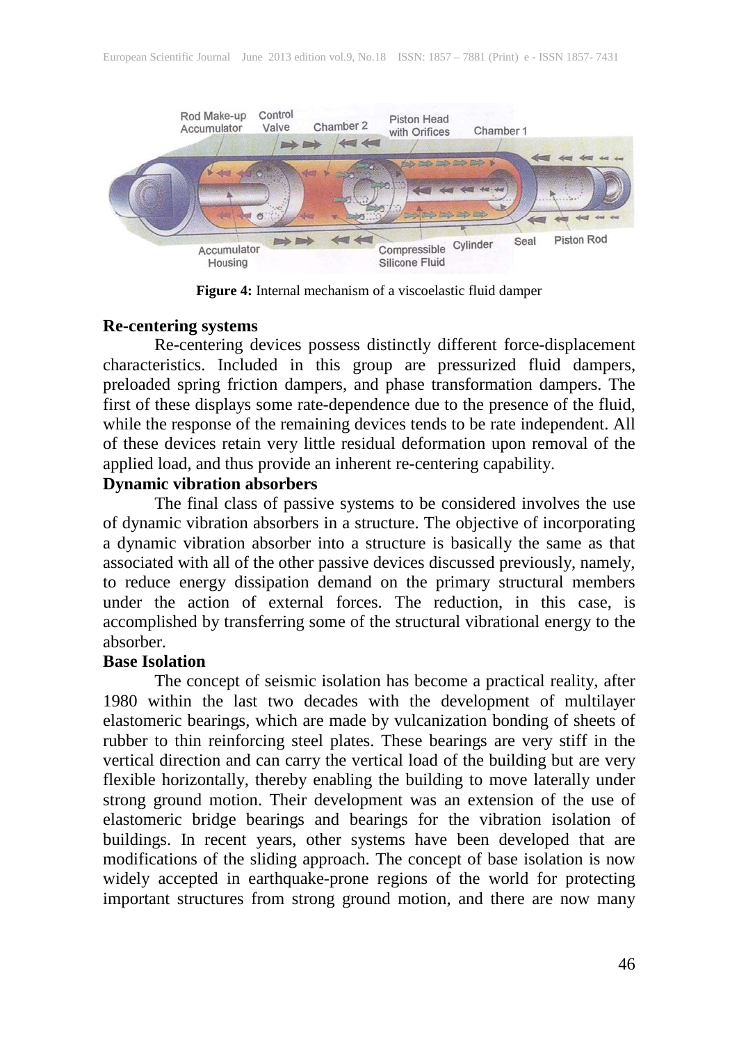**Figure 4:** Internal mechanism of a viscoelastic fluid damper

**Re-centering systems**

Re-centering devices possess distinctly different force-displacement characteristics. Included in this group are pressurized fluid dampers, preloaded spring friction dampers, and phase transformation dampers. The first of these displays some rate-dependence due to the presence of the fluid, while the response of the remaining devices tends to be rate independent. All of these devices retain very little residual deformation upon removal of the applied load, and thus provide an inherent re-centering capability.

**Dynamic vibration absorbers**

The final class of passive systems to be considered involves the use of dynamic vibration absorbers in a structure. The objective of incorporating a dynamic vibration absorber into a structure is basically the same as that associated with all of the other passive devices discussed previously, namely, to reduce energy dissipation demand on the primary structural members under the action of external forces. The reduction, in this case, is accomplished by transferring some of the structural vibrational energy to the absorber.

**Base Isolation**

The concept of seismic isolation has become a practical reality, after 1980 within the last two decades with the development of multilayer elastomeric bearings, which are made by vulcanization bonding of sheets of rubber to thin reinforcing steel plates. These bearings are very stiff in the vertical direction and can carry the vertical load of the building but are very flexible horizontally, thereby enabling the building to move laterally under strong ground motion. Their development was an extension of the use of elastomeric bridge bearings and bearings for the vibration isolation of buildings. In recent years, other systems have been developed that are modifications of the sliding approach. The concept of base isolation is now widely accepted in earthquake-prone regions of the world for protecting important structures from strong ground motion, and there are now many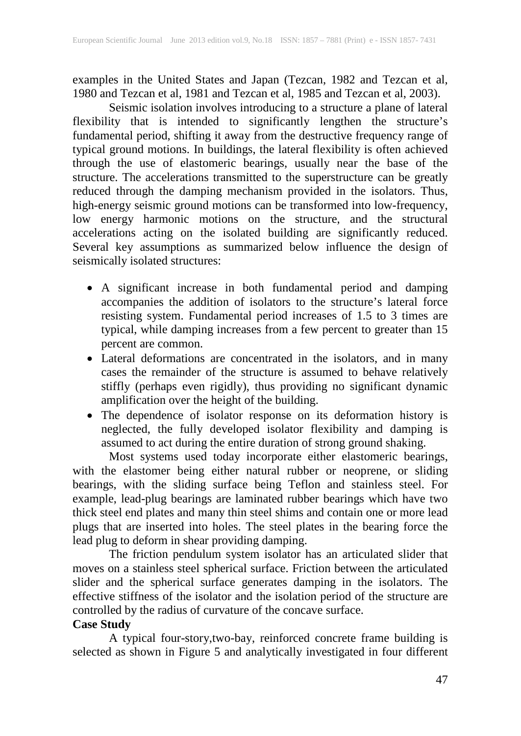examples in the United States and Japan (Tezcan, 1982 and Tezcan et al, 1980 and Tezcan et al, 1981 and Tezcan et al, 1985 and Tezcan et al, 2003).

Seismic isolation involves introducing to a structure a plane of lateral flexibility that is intended to significantly lengthen the structure's fundamental period, shifting it away from the destructive frequency range of typical ground motions. In buildings, the lateral flexibility is often achieved through the use of elastomeric bearings, usually near the base of the structure. The accelerations transmitted to the superstructure can be greatly reduced through the damping mechanism provided in the isolators. Thus, high-energy seismic ground motions can be transformed into low-frequency, low energy harmonic motions on the structure, and the structural accelerations acting on the isolated building are significantly reduced. Several key assumptions as summarized below influence the design of seismically isolated structures:

- A significant increase in both fundamental period and damping accompanies the addition of isolators to the structure's lateral force resisting system. Fundamental period increases of 1.5 to 3 times are typical, while damping increases from a few percent to greater than 15 percent are common.
- Lateral deformations are concentrated in the isolators, and in many cases the remainder of the structure is assumed to behave relatively stiffly (perhaps even rigidly), thus providing no significant dynamic amplification over the height of the building.
- The dependence of isolator response on its deformation history is neglected, the fully developed isolator flexibility and damping is assumed to act during the entire duration of strong ground shaking.

Most systems used today incorporate either elastomeric bearings, with the elastomer being either natural rubber or neoprene, or sliding bearings, with the sliding surface being Teflon and stainless steel. For example, lead-plug bearings are laminated rubber bearings which have two thick steel end plates and many thin steel shims and contain one or more lead plugs that are inserted into holes. The steel plates in the bearing force the lead plug to deform in shear providing damping.

The friction pendulum system isolator has an articulated slider that moves on a stainless steel spherical surface. Friction between the articulated slider and the spherical surface generates damping in the isolators. The effective stiffness of the isolator and the isolation period of the structure are controlled by the radius of curvature of the concave surface.

**Case Study**

A typical four-story,two-bay, reinforced concrete frame building is selected as shown in Figure 5 and analytically investigated in four different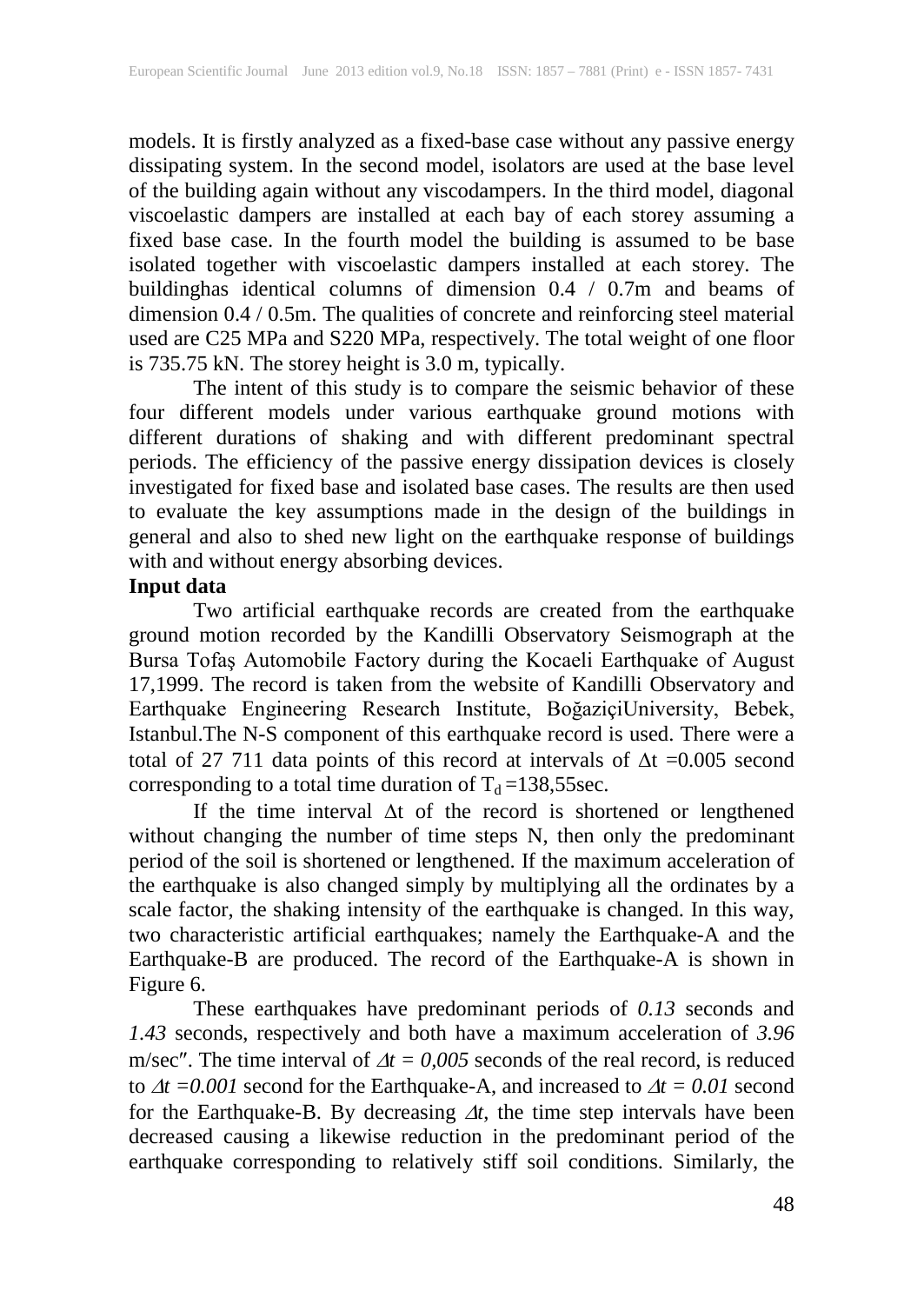models. It is firstly analyzed as a fixed-base case without any passive energy dissipating system. In the second model, isolators are used at the base level of the building again without any viscodampers. In the third model, diagonal viscoelastic dampers are installed at each bay of each storey assuming a fixed base case. In the fourth model the building is assumed to be base isolated together with viscoelastic dampers installed at each storey. The buildinghas identical columns of dimension 0.4 / 0.7m and beams of dimension 0.4 / 0.5m. The qualities of concrete and reinforcing steel material used are C25 MPa and S220 MPa, respectively. The total weight of one floor is 735.75 kN. The storey height is 3.0 m, typically.

The intent of this study is to compare the seismic behavior of these four different models under various earthquake ground motions with different durations of shaking and with different predominant spectral periods. The efficiency of the passive energy dissipation devices is closely investigated for fixed base and isolated base cases. The results are then used to evaluate the key assumptions made in the design of the buildings in general and also to shed new light on the earthquake response of buildings with and without energy absorbing devices.

**Input data**

Two artificial earthquake records are created from the earthquake ground motion recorded by the Kandilli Observatory Seismograph at the Bursa Tofaş Automobile Factory during the Kocaeli Earthquake of August 17,1999. The record is taken from the website of Kandilli Observatory and Earthquake Engineering Research Institute, BoğaziçiUniversity, Bebek, Istanbul.The N-S component of this earthquake record is used. There were a total of 27 711 data points of this record at intervals of $\Delta t$ =0.005 second corresponding to a total time duration of $T_d$ =138,55sec.

If the time interval $\Delta t$ of the record is shortened or lengthened without changing the number of time steps N, then only the predominant period of the soil is shortened or lengthened. If the maximum acceleration of the earthquake is also changed simply by multiplying all the ordinates by a scale factor, the shaking intensity of the earthquake is changed. In this way, two characteristic artificial earthquakes; namely the Earthquake-A and the Earthquake-B are produced. The record of the Earthquake-A is shown in Figure 6.

These earthquakes have predominant periods of *0.13* seconds and *1.43* seconds, respectively and both have a maximum acceleration of *3.96* m/sec″. The time interval of $\Delta t = 0{,}005$ seconds of the real record, is reduced to $\Delta t = 0.001$ second for the Earthquake-A, and increased to $\Delta t = 0.01$ second for the Earthquake-B. By decreasing $\Delta t$, the time step intervals have been decreased causing a likewise reduction in the predominant period of the earthquake corresponding to relatively stiff soil conditions. Similarly, the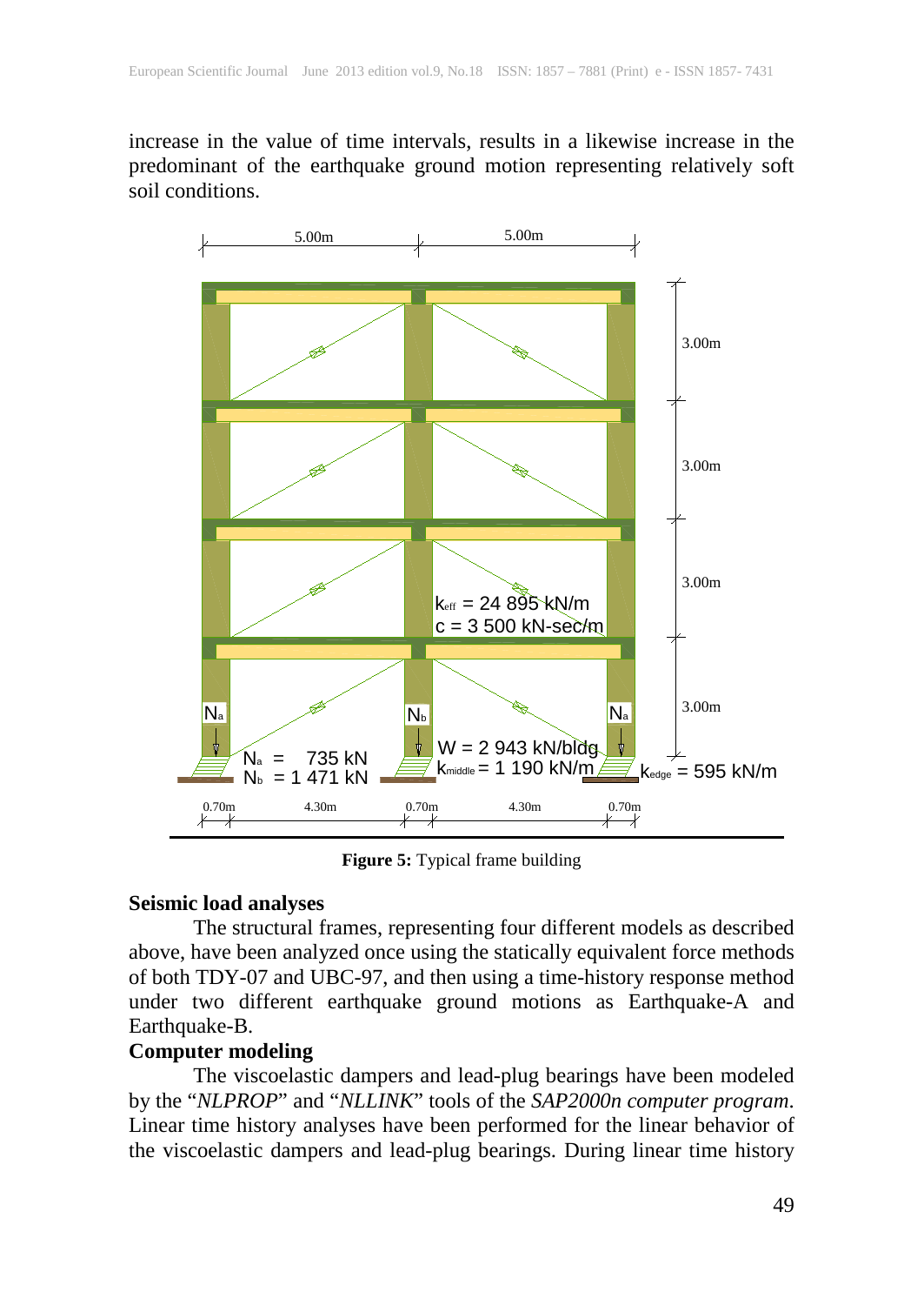increase in the value of time intervals, results in a likewise increase in the predominant of the earthquake ground motion representing relatively soft soil conditions.

**Figure 5:** Typical frame building

**Seismic load analyses**

The structural frames, representing four different models as described above, have been analyzed once using the statically equivalent force methods of both TDY-07 and UBC-97, and then using a time-history response method under two different earthquake ground motions as Earthquake-A and Earthquake-B.

**Computer modeling**

The viscoelastic dampers and lead-plug bearings have been modeled by the "*NLPROP*" and "*NLLINK*" tools of the *SAP2000n computer program*. Linear time history analyses have been performed for the linear behavior of the viscoelastic dampers and lead-plug bearings. During linear time history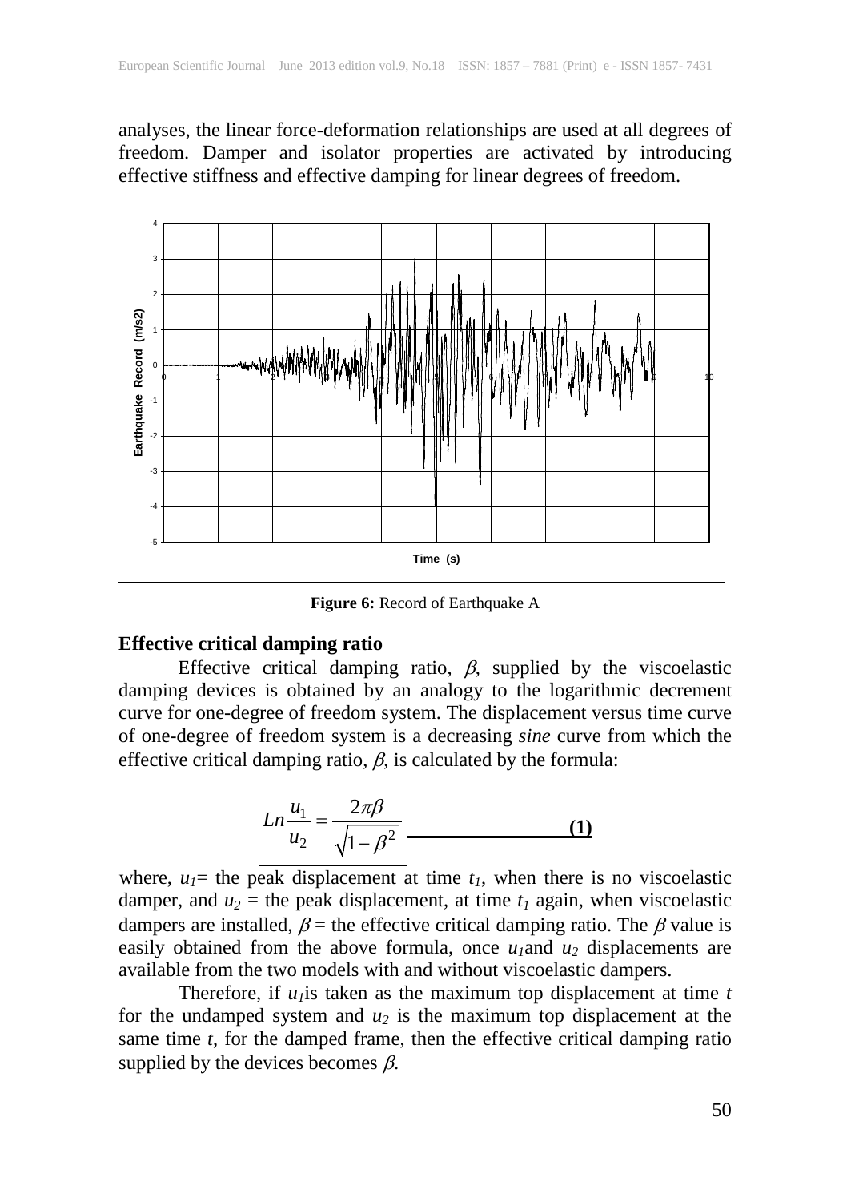analyses, the linear force-deformation relationships are used at all degrees of freedom. Damper and isolator properties are activated by introducing effective stiffness and effective damping for linear degrees of freedom.

**Figure 6:** Record of Earthquake A

### Effective critical damping ratio

Effective critical damping ratio, $\beta$, supplied by the viscoelastic damping devices is obtained by an analogy to the logarithmic decrement curve for one-degree of freedom system. The displacement versus time curve of one-degree of freedom system is a decreasing *sine* curve from which the effective critical damping ratio, $\beta$, is calculated by the formula:

$$Ln\frac{u_1}{u_2} = \frac{2\pi\beta}{\sqrt{1-\beta^2}} \qquad \textbf{(1)}$$

where, $u_1$= the peak displacement at time $t_1$, when there is no viscoelastic damper, and $u_2$ = the peak displacement, at time $t_1$ again, when viscoelastic dampers are installed, $\beta$ = the effective critical damping ratio. The $\beta$ value is easily obtained from the above formula, once $u_1$and $u_2$ displacements are available from the two models with and without viscoelastic dampers.

Therefore, if $u_1$is taken as the maximum top displacement at time $t$ for the undamped system and $u_2$ is the maximum top displacement at the same time $t$, for the damped frame, then the effective critical damping ratio supplied by the devices becomes $\beta$.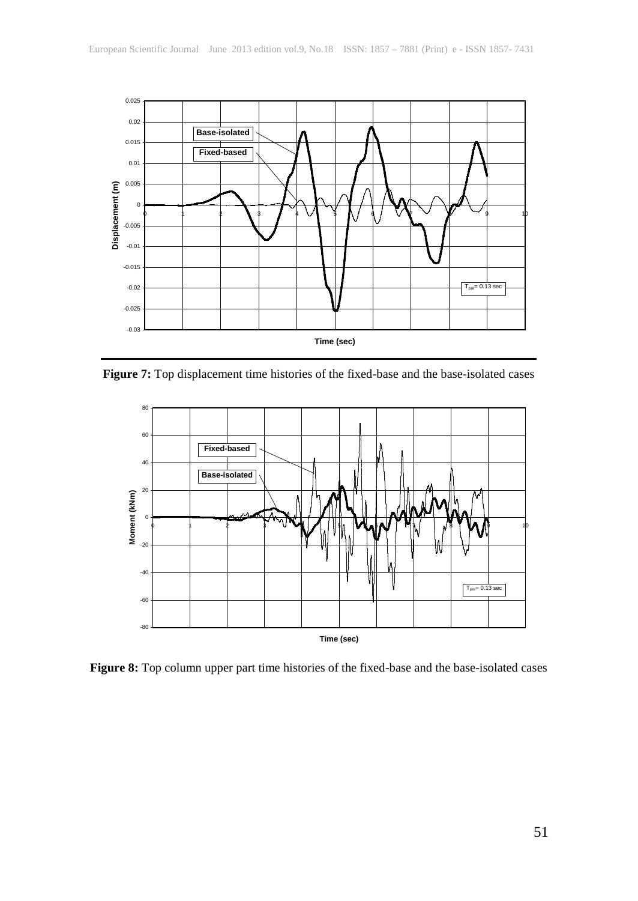**Figure 7:** Top displacement time histories of the fixed-base and the base-isolated cases

**Figure 8:** Top column upper part time histories of the fixed-base and the base-isolated cases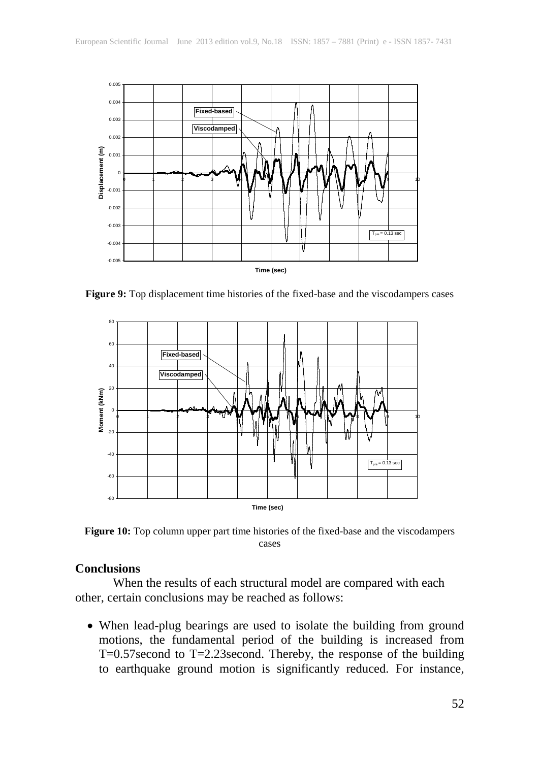**Figure 9:** Top displacement time histories of the fixed-base and the viscodampers cases

**Figure 10:** Top column upper part time histories of the fixed-base and the viscodampers cases

## Conclusions

When the results of each structural model are compared with each other, certain conclusions may be reached as follows:

- When lead-plug bearings are used to isolate the building from ground motions, the fundamental period of the building is increased from T=0.57second to T=2.23second. Thereby, the response of the building to earthquake ground motion is significantly reduced. For instance,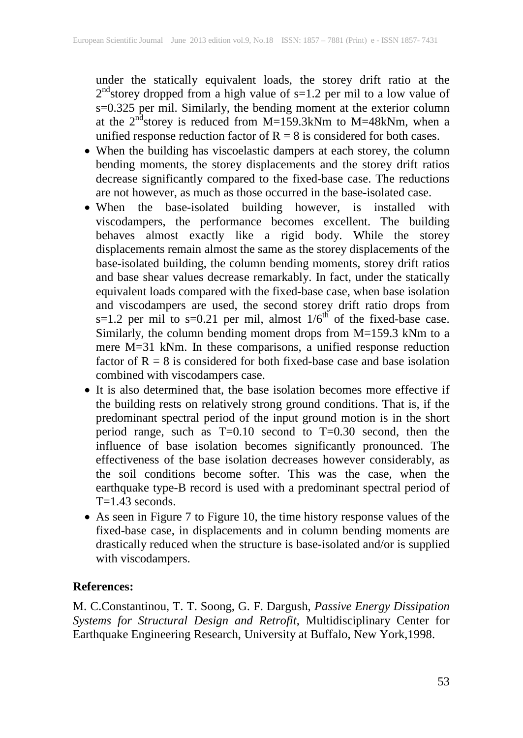under the statically equivalent loads, the storey drift ratio at the 2nd storey dropped from a high value of s=1.2 per mil to a low value of s=0.325 per mil. Similarly, the bending moment at the exterior column at the 2nd storey is reduced from M=159.3kNm to M=48kNm, when a unified response reduction factor of R = 8 is considered for both cases.

- When the building has viscoelastic dampers at each storey, the column bending moments, the storey displacements and the storey drift ratios decrease significantly compared to the fixed-base case. The reductions are not however, as much as those occurred in the base-isolated case.
- When the base-isolated building however, is installed with viscodampers, the performance becomes excellent. The building behaves almost exactly like a rigid body. While the storey displacements remain almost the same as the storey displacements of the base-isolated building, the column bending moments, storey drift ratios and base shear values decrease remarkably. In fact, under the statically equivalent loads compared with the fixed-base case, when base isolation and viscodampers are used, the second storey drift ratio drops from s=1.2 per mil to s=0.21 per mil, almost $1/6^{th}$ of the fixed-base case. Similarly, the column bending moment drops from M=159.3 kNm to a mere M=31 kNm. In these comparisons, a unified response reduction factor of R = 8 is considered for both fixed-base case and base isolation combined with viscodampers case.
- It is also determined that, the base isolation becomes more effective if the building rests on relatively strong ground conditions. That is, if the predominant spectral period of the input ground motion is in the short period range, such as T=0.10 second to T=0.30 second, then the influence of base isolation becomes significantly pronounced. The effectiveness of the base isolation decreases however considerably, as the soil conditions become softer. This was the case, when the earthquake type-B record is used with a predominant spectral period of T=1.43 seconds.
- As seen in Figure 7 to Figure 10, the time history response values of the fixed-base case, in displacements and in column bending moments are drastically reduced when the structure is base-isolated and/or is supplied with viscodampers.

**References:**

M. C.Constantinou, T. T. Soong, G. F. Dargush, *Passive Energy Dissipation Systems for Structural Design and Retrofit*, Multidisciplinary Center for Earthquake Engineering Research, University at Buffalo, New York,1998.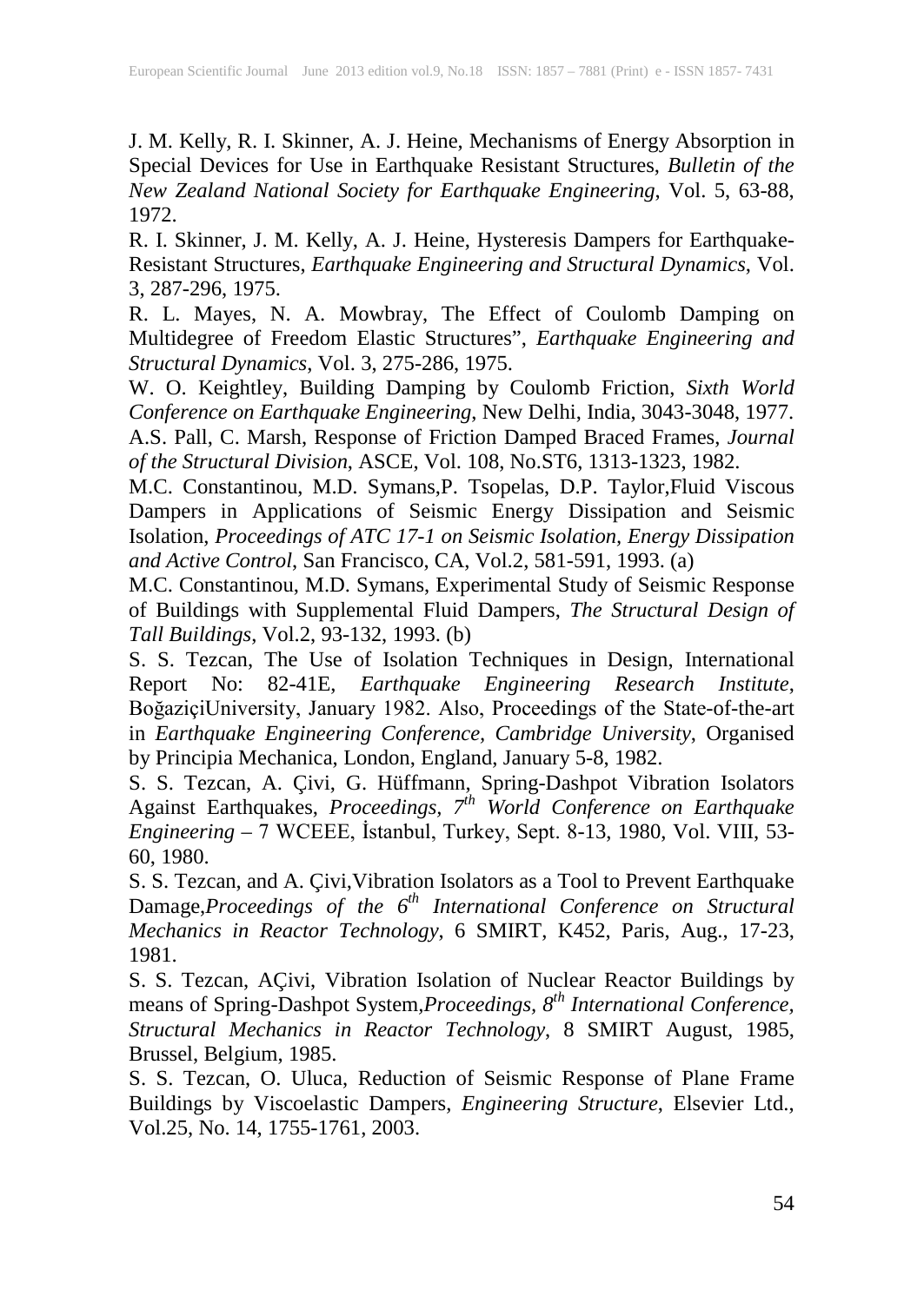J. M. Kelly, R. I. Skinner, A. J. Heine, Mechanisms of Energy Absorption in Special Devices for Use in Earthquake Resistant Structures, *Bulletin of the New Zealand National Society for Earthquake Engineering*, Vol. 5, 63-88, 1972.

R. I. Skinner, J. M. Kelly, A. J. Heine, Hysteresis Dampers for Earthquake-Resistant Structures, *Earthquake Engineering and Structural Dynamics*, Vol. 3, 287-296, 1975.

R. L. Mayes, N. A. Mowbray, The Effect of Coulomb Damping on Multidegree of Freedom Elastic Structures", *Earthquake Engineering and Structural Dynamics*, Vol. 3, 275-286, 1975.

W. O. Keightley, Building Damping by Coulomb Friction, *Sixth World Conference on Earthquake Engineering*, New Delhi, India, 3043-3048, 1977.

A.S. Pall, C. Marsh, Response of Friction Damped Braced Frames, *Journal of the Structural Division*, ASCE, Vol. 108, No.ST6, 1313-1323, 1982.

M.C. Constantinou, M.D. Symans,P. Tsopelas, D.P. Taylor,Fluid Viscous Dampers in Applications of Seismic Energy Dissipation and Seismic Isolation, *Proceedings of ATC 17-1 on Seismic Isolation, Energy Dissipation and Active Control*, San Francisco, CA, Vol.2, 581-591, 1993. (a)

M.C. Constantinou, M.D. Symans, Experimental Study of Seismic Response of Buildings with Supplemental Fluid Dampers, *The Structural Design of Tall Buildings*, Vol.2, 93-132, 1993. (b)

S. S. Tezcan, The Use of Isolation Techniques in Design, International Report No: 82-41E, *Earthquake Engineering Research Institute*, BoğaziçiUniversity, January 1982. Also, Proceedings of the State-of-the-art in *Earthquake Engineering Conference, Cambridge University*, Organised by Principia Mechanica, London, England, January 5-8, 1982.

S. S. Tezcan, A. Çivi, G. Hüffmann, Spring-Dashpot Vibration Isolators Against Earthquakes, *Proceedings, 7th World Conference on Earthquake Engineering* – 7 WCEEE, İstanbul, Turkey, Sept. 8-13, 1980, Vol. VIII, 53-60, 1980.

S. S. Tezcan, and A. Çivi,Vibration Isolators as a Tool to Prevent Earthquake Damage,*Proceedings of the 6th International Conference on Structural Mechanics in Reactor Technology*, 6 SMIRT, K452, Paris, Aug., 17-23, 1981.

S. S. Tezcan, AÇivi, Vibration Isolation of Nuclear Reactor Buildings by means of Spring-Dashpot System,*Proceedings, 8th International Conference, Structural Mechanics in Reactor Technology*, 8 SMIRT August, 1985, Brussel, Belgium, 1985.

S. S. Tezcan, O. Uluca, Reduction of Seismic Response of Plane Frame Buildings by Viscoelastic Dampers, *Engineering Structure*, Elsevier Ltd., Vol.25, No. 14, 1755-1761, 2003.